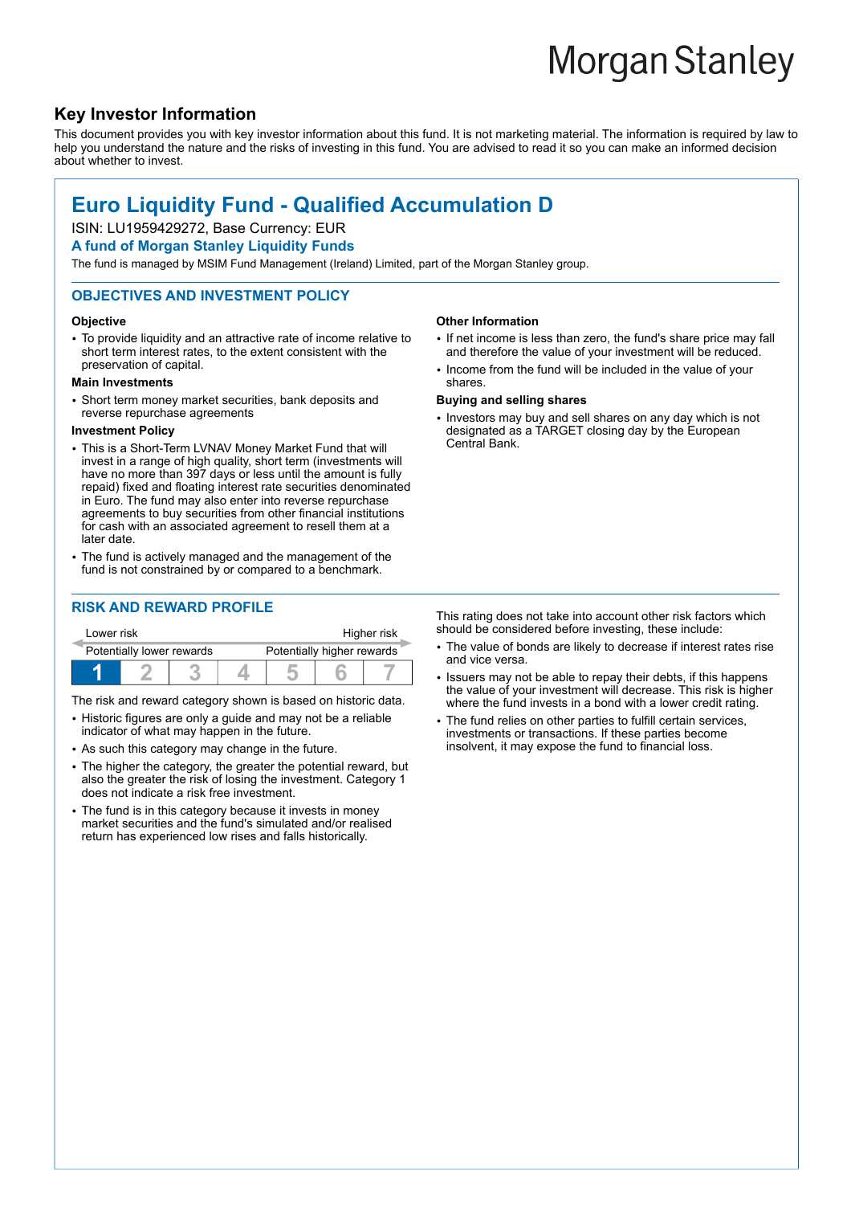Morgan Stanley

## Key Investor Information

This document provides you with key investor information about this fund. It is not marketing material. The information is required by law to help you understand the nature and the risks of investing in this fund. You are advised to read it so you can make an informed decision about whether to invest.

# Euro Liquidity Fund - Qualified Accumulation D

ISIN: LU1959429272, Base Currency: EUR

**A fund of Morgan Stanley Liquidity Funds**

The fund is managed by MSIM Fund Management (Ireland) Limited, part of the Morgan Stanley group.

## OBJECTIVES AND INVESTMENT POLICY

### Objective

- To provide liquidity and an attractive rate of income relative to short term interest rates, to the extent consistent with the preservation of capital.

### Main Investments

- Short term money market securities, bank deposits and reverse repurchase agreements

### Investment Policy

- This is a Short-Term LVNAV Money Market Fund that will invest in a range of high quality, short term (investments will have no more than 397 days or less until the amount is fully repaid) fixed and floating interest rate securities denominated in Euro. The fund may also enter into reverse repurchase agreements to buy securities from other financial institutions for cash with an associated agreement to resell them at a later date.
- The fund is actively managed and the management of the fund is not constrained by or compared to a benchmark.

### Other Information

- If net income is less than zero, the fund's share price may fall and therefore the value of your investment will be reduced.
- Income from the fund will be included in the value of your shares.

### Buying and selling shares

- Investors may buy and sell shares on any day which is not designated as a TARGET closing day by the European Central Bank.

## RISK AND REWARD PROFILE

| Lower risk | | | | | | Higher risk |
|---|---|---|---|---|---|---|
| Potentially lower rewards | | | | | | Potentially higher rewards |
| **1** | 2 | 3 | 4 | 5 | 6 | 7 |

The risk and reward category shown is based on historic data.

- Historic figures are only a guide and may not be a reliable indicator of what may happen in the future.
- As such this category may change in the future.
- The higher the category, the greater the potential reward, but also the greater the risk of losing the investment. Category 1 does not indicate a risk free investment.
- The fund is in this category because it invests in money market securities and the fund's simulated and/or realised return has experienced low rises and falls historically.

This rating does not take into account other risk factors which should be considered before investing, these include:

- The value of bonds are likely to decrease if interest rates rise and vice versa.
- Issuers may not be able to repay their debts, if this happens the value of your investment will decrease. This risk is higher where the fund invests in a bond with a lower credit rating.
- The fund relies on other parties to fulfill certain services, investments or transactions. If these parties become insolvent, it may expose the fund to financial loss.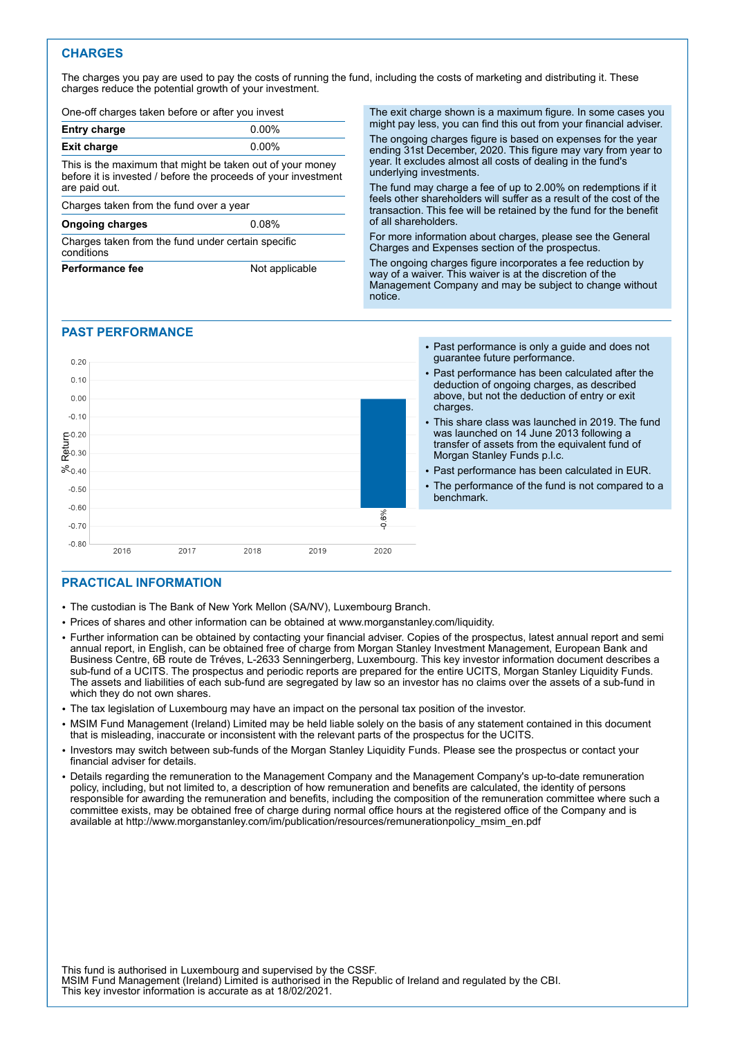## CHARGES

The charges you pay are used to pay the costs of running the fund, including the costs of marketing and distributing it. These charges reduce the potential growth of your investment.

| | |
|---|---|
| One-off charges taken before or after you invest | |
| **Entry charge** | 0.00% |
| **Exit charge** | 0.00% |
| This is the maximum that might be taken out of your money before it is invested / before the proceeds of your investment are paid out. | |
| Charges taken from the fund over a year | |
| **Ongoing charges** | 0.08% |
| Charges taken from the fund under certain specific conditions | |
| **Performance fee** | Not applicable |

The exit charge shown is a maximum figure. In some cases you might pay less, you can find this out from your financial adviser.

The ongoing charges figure is based on expenses for the year ending 31st December, 2020. This figure may vary from year to year. It excludes almost all costs of dealing in the fund's underlying investments.

The fund may charge a fee of up to 2.00% on redemptions if it feels other shareholders will suffer as a result of the cost of the transaction. This fee will be retained by the fund for the benefit of all shareholders.

For more information about charges, please see the General Charges and Expenses section of the prospectus.

The ongoing charges figure incorporates a fee reduction by way of a waiver. This waiver is at the discretion of the Management Company and may be subject to change without notice.

## PAST PERFORMANCE

% Return

0.20
0.10
0.00
-0.10
-0.20
-0.30
-0.40
-0.50
-0.60
-0.70
-0.80

2016 2017 2018 2019 2020

-0.6%

- Past performance is only a guide and does not guarantee future performance.
- Past performance has been calculated after the deduction of ongoing charges, as described above, but not the deduction of entry or exit charges.
- This share class was launched in 2019. The fund was launched on 14 June 2013 following a transfer of assets from the equivalent fund of Morgan Stanley Funds p.l.c.
- Past performance has been calculated in EUR.
- The performance of the fund is not compared to a benchmark.

## PRACTICAL INFORMATION

- The custodian is The Bank of New York Mellon (SA/NV), Luxembourg Branch.
- Prices of shares and other information can be obtained at www.morganstanley.com/liquidity.
- Further information can be obtained by contacting your financial adviser. Copies of the prospectus, latest annual report and semi annual report, in English, can be obtained free of charge from Morgan Stanley Investment Management, European Bank and Business Centre, 6B route de Trèves, L-2633 Senningerberg, Luxembourg. This key investor information document describes a sub-fund of a UCITS. The prospectus and periodic reports are prepared for the entire UCITS, Morgan Stanley Liquidity Funds. The assets and liabilities of each sub-fund are segregated by law so an investor has no claims over the assets of a sub-fund in which they do not own shares.
- The tax legislation of Luxembourg may have an impact on the personal tax position of the investor.
- MSIM Fund Management (Ireland) Limited may be held liable solely on the basis of any statement contained in this document that is misleading, inaccurate or inconsistent with the relevant parts of the prospectus for the UCITS.
- Investors may switch between sub-funds of the Morgan Stanley Liquidity Funds. Please see the prospectus or contact your financial adviser for details.
- Details regarding the remuneration to the Management Company and the Management Company's up-to-date remuneration policy, including, but not limited to, a description of how remuneration and benefits are calculated, the identity of persons responsible for awarding the remuneration and benefits, including the composition of the remuneration committee where such a committee exists, may be obtained free of charge during normal office hours at the registered office of the Company and is available at http://www.morganstanley.com/im/publication/resources/remunerationpolicy_msim_en.pdf

This fund is authorised in Luxembourg and supervised by the CSSF.
MSIM Fund Management (Ireland) Limited is authorised in the Republic of Ireland and regulated by the CBI.
This key investor information is accurate as at 18/02/2021.